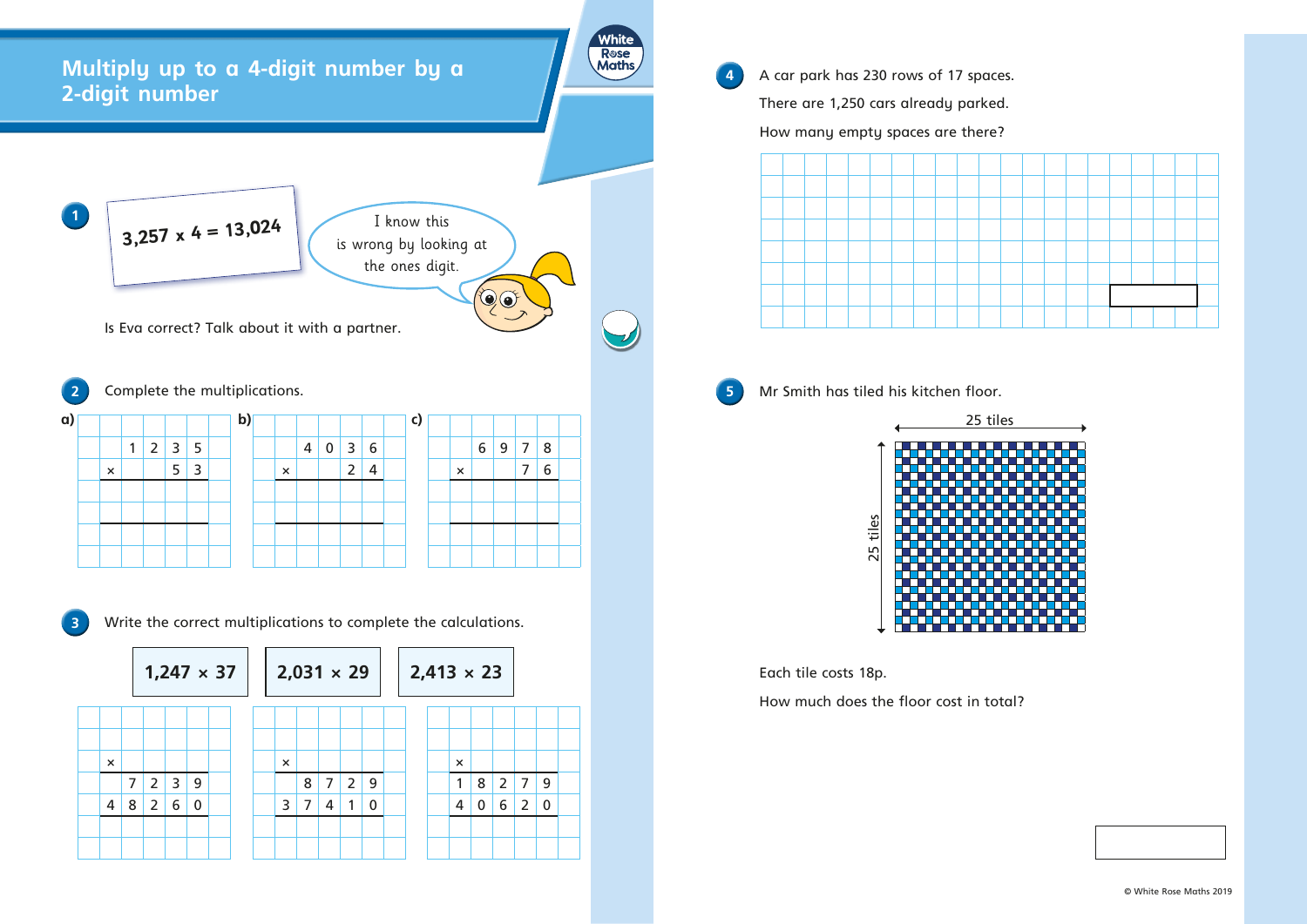# Multiply up to a 4-digit number by a 2-digit number

**1**

$3,257 \times 4 = 13,024$

I know this is wrong by looking at the ones digit.

Is Eva correct? Talk about it with a partner.

**2** Complete the multiplications.

a)

| | | | | | | |
|---|---|---|---|---|---|---|
| | | 1 | 2 | 3 | 5 | |
| | × | | | 5 | 3 | |

b)

| | | | | | | |
|---|---|---|---|---|---|---|
| | | 4 | 0 | 3 | 6 | |
| | × | | | 2 | 4 | |

c)

| | | | | | | |
|---|---|---|---|---|---|---|
| | | 6 | 9 | 7 | 8 | |
| | × | | | 7 | 6 | |

**3** Write the correct multiplications to complete the calculations.

1,247 × 37 | 2,031 × 29 | 2,413 × 23

| | | | | | | |
|---|---|---|---|---|---|---|
| | × | | | | | |
| | | 7 | 2 | 3 | 9 | |
| | 4 | 8 | 2 | 6 | 0 | |

| | | | | | | |
|---|---|---|---|---|---|---|
| | × | | | | | |
| | | 8 | 7 | 2 | 9 | |
| | 3 | 7 | 4 | 1 | 0 | |

| | | | | | | |
|---|---|---|---|---|---|---|
| | × | | | | | |
| | 1 | 8 | 2 | 7 | 9 | |
| | 4 | 0 | 6 | 2 | 0 | |

**4** A car park has 230 rows of 17 spaces.

There are 1,250 cars already parked.

How many empty spaces are there?

**5** Mr Smith has tiled his kitchen floor.

25 tiles

25 tiles

Each tile costs 18p.

How much does the floor cost in total?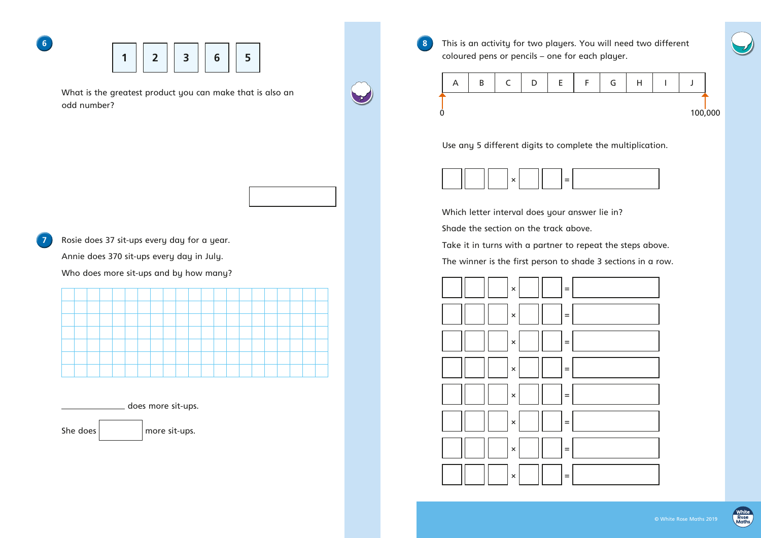**6**

| | | | | |
|---|---|---|---|---|
| 1 | 2 | 3 | 6 | 5 |

What is the greatest product you can make that is also an odd number?

**7**

Rosie does 37 sit-ups every day for a year.

Annie does 370 sit-ups every day in July.

Who does more sit-ups and by how many?

________ does more sit-ups.

She does ______ more sit-ups.

**8**

This is an activity for two players. You will need two different coloured pens or pencils – one for each player.

| A | B | C | D | E | F | G | H | I | J |
|---|---|---|---|---|---|---|---|---|---|

0 100,000

Use any 5 different digits to complete the multiplication.

☐ ☐ ☐ × ☐ ☐ = ______

Which letter interval does your answer lie in?

Shade the section on the track above.

Take it in turns with a partner to repeat the steps above.

The winner is the first person to shade 3 sections in a row.

☐ ☐ ☐ × ☐ ☐ = ______

☐ ☐ ☐ × ☐ ☐ = ______

☐ ☐ ☐ × ☐ ☐ = ______

☐ ☐ ☐ × ☐ ☐ = ______

☐ ☐ ☐ × ☐ ☐ = ______

☐ ☐ ☐ × ☐ ☐ = ______

☐ ☐ ☐ × ☐ ☐ = ______

☐ ☐ ☐ × ☐ ☐ = ______